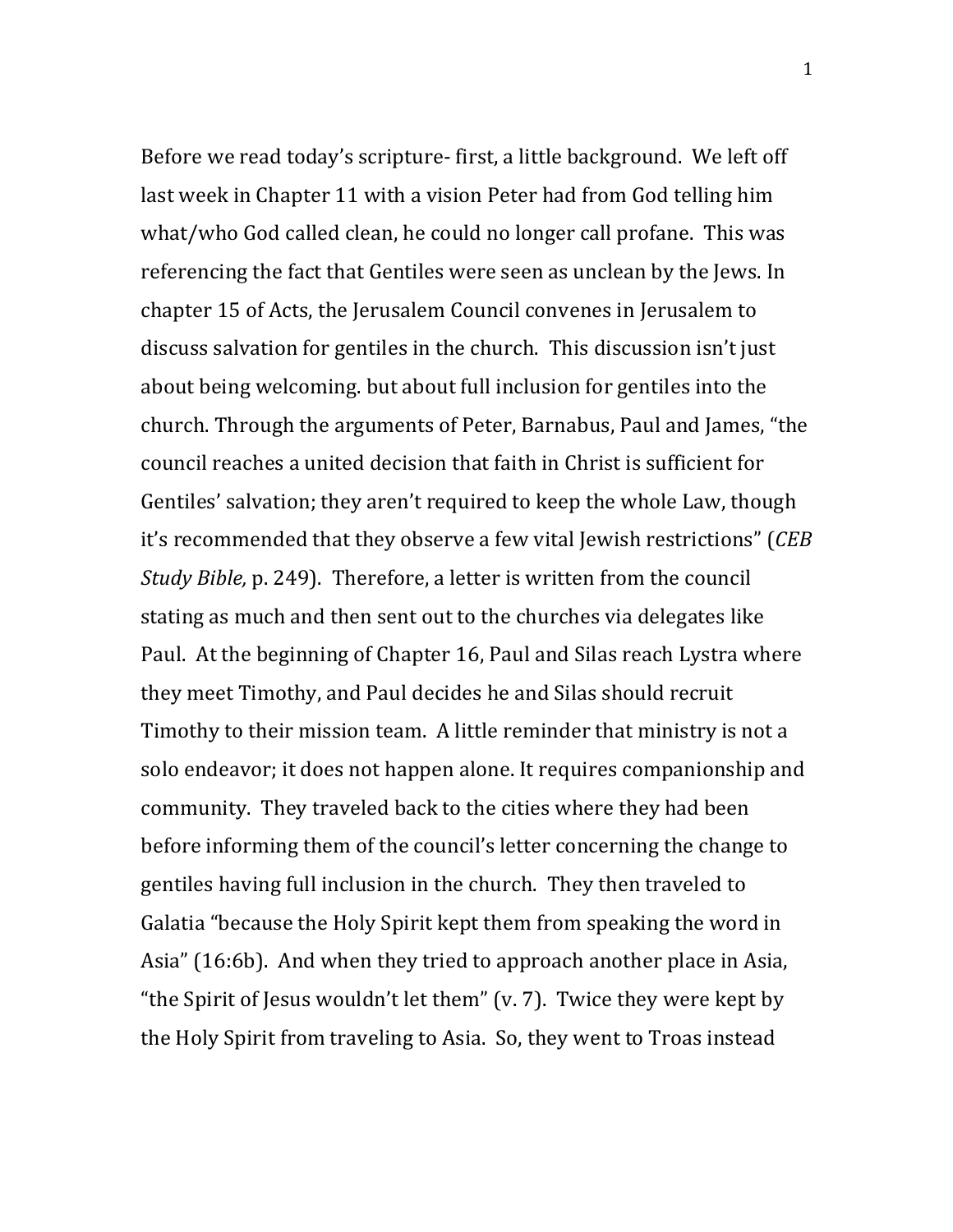Before we read today's scripture- first, a little background. We left off last week in Chapter 11 with a vision Peter had from God telling him what/who God called clean, he could no longer call profane. This was referencing the fact that Gentiles were seen as unclean by the Jews. In chapter 15 of Acts, the Jerusalem Council convenes in Jerusalem to discuss salvation for gentiles in the church. This discussion isn't just about being welcoming. but about full inclusion for gentiles into the church. Through the arguments of Peter, Barnabus, Paul and James, "the council reaches a united decision that faith in Christ is sufficient for Gentiles' salvation; they aren't required to keep the whole Law, though it's recommended that they observe a few vital Jewish restrictions" (*CEB Study Bible,* p. 249). Therefore, a letter is written from the council stating as much and then sent out to the churches via delegates like Paul. At the beginning of Chapter 16, Paul and Silas reach Lystra where they meet Timothy, and Paul decides he and Silas should recruit Timothy to their mission team. A little reminder that ministry is not a solo endeavor; it does not happen alone. It requires companionship and community. They traveled back to the cities where they had been before informing them of the council's letter concerning the change to gentiles having full inclusion in the church. They then traveled to Galatia "because the Holy Spirit kept them from speaking the word in Asia" (16:6b). And when they tried to approach another place in Asia, "the Spirit of Jesus wouldn't let them" (v. 7). Twice they were kept by the Holy Spirit from traveling to Asia. So, they went to Troas instead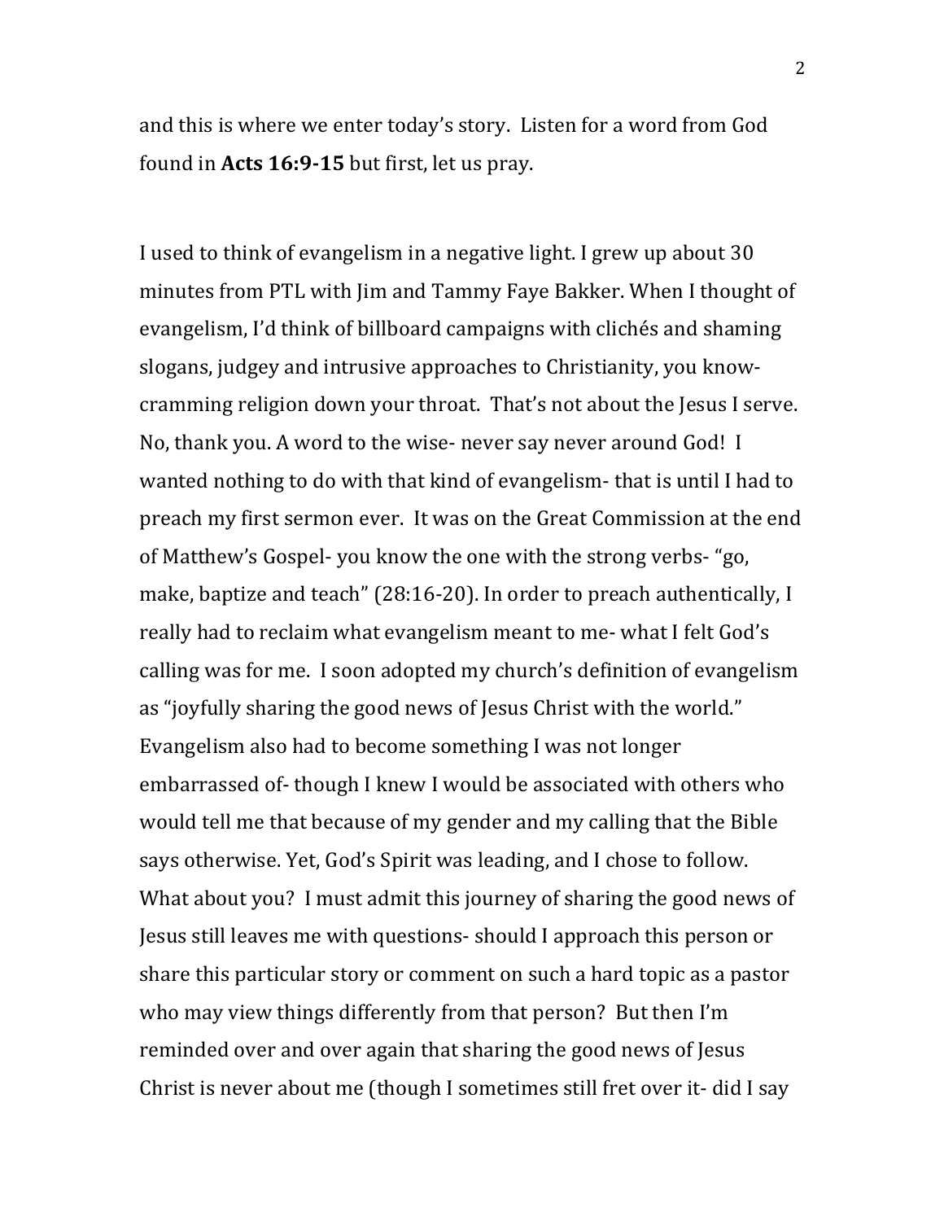and this is where we enter today's story. Listen for a word from God found in **Acts 16:9-15** but first, let us pray.

I used to think of evangelism in a negative light. I grew up about 30 minutes from PTL with Jim and Tammy Faye Bakker. When I thought of evangelism, I'd think of billboard campaigns with clichés and shaming slogans, judgey and intrusive approaches to Christianity, you know- cramming religion down your throat. That's not about the Jesus I serve. No, thank you. A word to the wise- never say never around God! I wanted nothing to do with that kind of evangelism- that is until I had to preach my first sermon ever. It was on the Great Commission at the end of Matthew's Gospel- you know the one with the strong verbs- "go, make, baptize and teach" (28:16-20). In order to preach authentically, I really had to reclaim what evangelism meant to me- what I felt God's calling was for me. I soon adopted my church's definition of evangelism as "joyfully sharing the good news of Jesus Christ with the world." Evangelism also had to become something I was not longer embarrassed of- though I knew I would be associated with others who would tell me that because of my gender and my calling that the Bible says otherwise. Yet, God's Spirit was leading, and I chose to follow. What about you? I must admit this journey of sharing the good news of Jesus still leaves me with questions- should I approach this person or share this particular story or comment on such a hard topic as a pastor who may view things differently from that person? But then I'm reminded over and over again that sharing the good news of Jesus Christ is never about me (though I sometimes still fret over it- did I say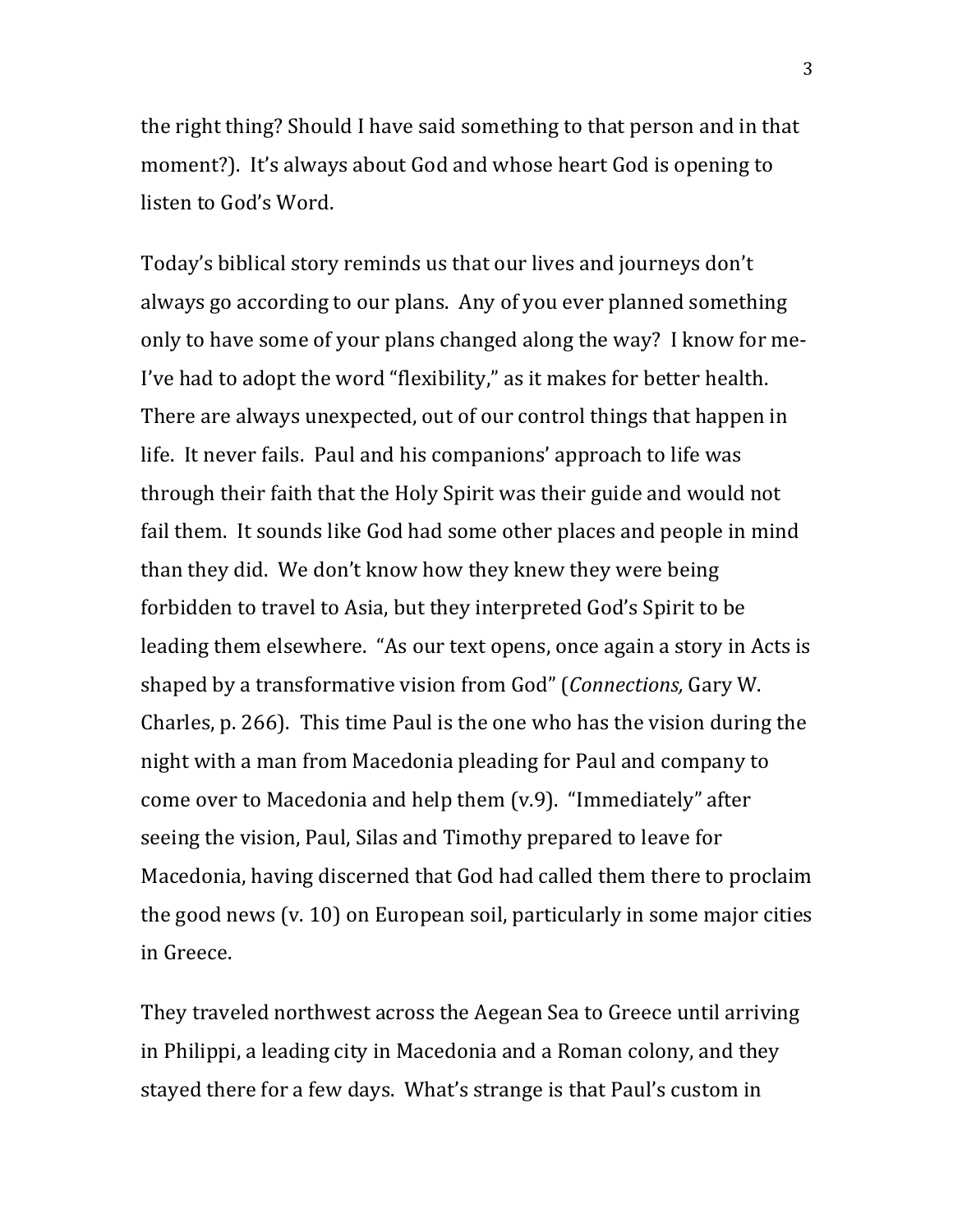the right thing? Should I have said something to that person and in that moment?). It's always about God and whose heart God is opening to listen to God's Word.

Today's biblical story reminds us that our lives and journeys don't always go according to our plans. Any of you ever planned something only to have some of your plans changed along the way? I know for me- I've had to adopt the word "flexibility," as it makes for better health. There are always unexpected, out of our control things that happen in life. It never fails. Paul and his companions' approach to life was through their faith that the Holy Spirit was their guide and would not fail them. It sounds like God had some other places and people in mind than they did. We don't know how they knew they were being forbidden to travel to Asia, but they interpreted God's Spirit to be leading them elsewhere. "As our text opens, once again a story in Acts is shaped by a transformative vision from God" (*Connections,* Gary W. Charles, p. 266). This time Paul is the one who has the vision during the night with a man from Macedonia pleading for Paul and company to come over to Macedonia and help them (v.9). "Immediately" after seeing the vision, Paul, Silas and Timothy prepared to leave for Macedonia, having discerned that God had called them there to proclaim the good news (v. 10) on European soil, particularly in some major cities in Greece.

They traveled northwest across the Aegean Sea to Greece until arriving in Philippi, a leading city in Macedonia and a Roman colony, and they stayed there for a few days. What's strange is that Paul's custom in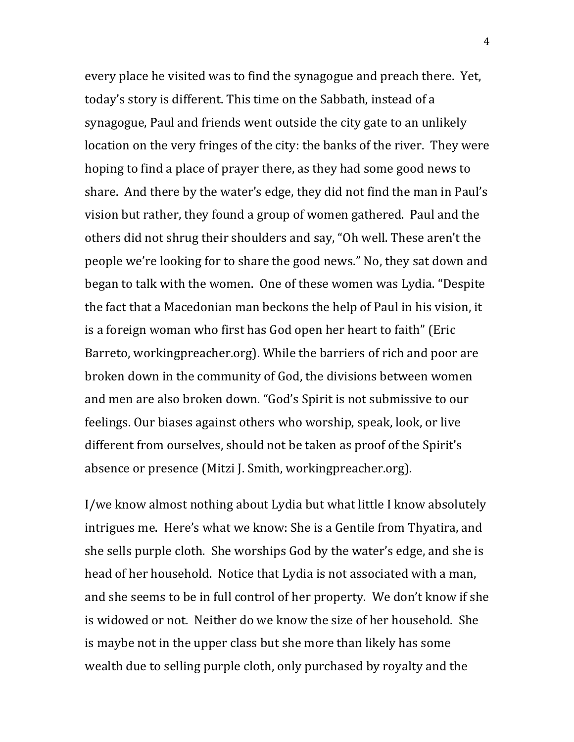every place he visited was to find the synagogue and preach there. Yet, today's story is different. This time on the Sabbath, instead of a synagogue, Paul and friends went outside the city gate to an unlikely location on the very fringes of the city: the banks of the river. They were hoping to find a place of prayer there, as they had some good news to share. And there by the water's edge, they did not find the man in Paul's vision but rather, they found a group of women gathered. Paul and the others did not shrug their shoulders and say, "Oh well. These aren't the people we're looking for to share the good news." No, they sat down and began to talk with the women. One of these women was Lydia. "Despite the fact that a Macedonian man beckons the help of Paul in his vision, it is a foreign woman who first has God open her heart to faith" (Eric Barreto, workingpreacher.org). While the barriers of rich and poor are broken down in the community of God, the divisions between women and men are also broken down. "God's Spirit is not submissive to our feelings. Our biases against others who worship, speak, look, or live different from ourselves, should not be taken as proof of the Spirit's absence or presence (Mitzi J. Smith, workingpreacher.org).

I/we know almost nothing about Lydia but what little I know absolutely intrigues me. Here's what we know: She is a Gentile from Thyatira, and she sells purple cloth. She worships God by the water's edge, and she is head of her household. Notice that Lydia is not associated with a man, and she seems to be in full control of her property. We don't know if she is widowed or not. Neither do we know the size of her household. She is maybe not in the upper class but she more than likely has some wealth due to selling purple cloth, only purchased by royalty and the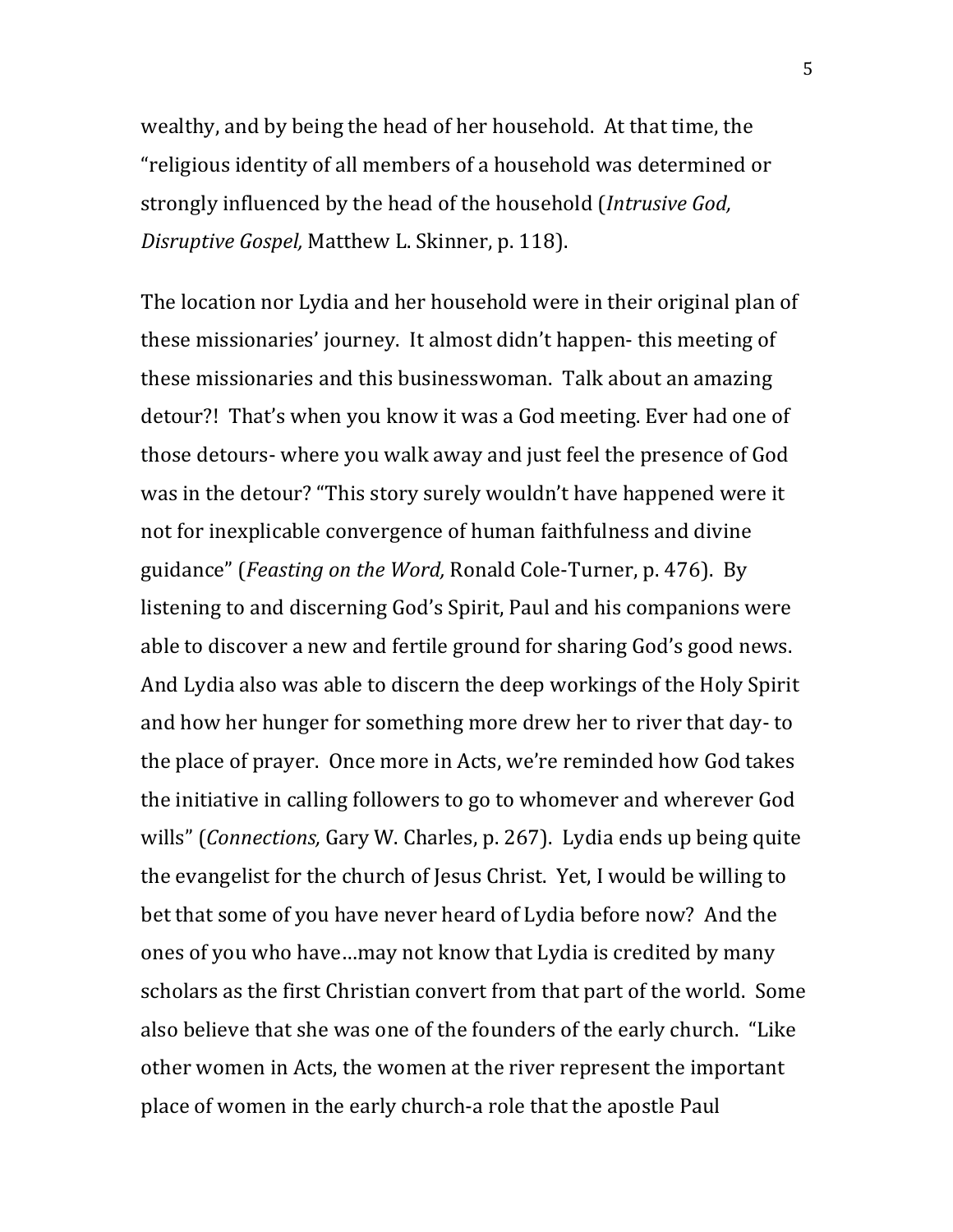wealthy, and by being the head of her household. At that time, the "religious identity of all members of a household was determined or strongly influenced by the head of the household (*Intrusive God, Disruptive Gospel,* Matthew L. Skinner, p. 118).

The location nor Lydia and her household were in their original plan of these missionaries' journey. It almost didn't happen- this meeting of these missionaries and this businesswoman. Talk about an amazing detour?! That's when you know it was a God meeting. Ever had one of those detours- where you walk away and just feel the presence of God was in the detour? "This story surely wouldn't have happened were it not for inexplicable convergence of human faithfulness and divine guidance" (*Feasting on the Word,* Ronald Cole-Turner, p. 476). By listening to and discerning God's Spirit, Paul and his companions were able to discover a new and fertile ground for sharing God's good news. And Lydia also was able to discern the deep workings of the Holy Spirit and how her hunger for something more drew her to river that day- to the place of prayer. Once more in Acts, we're reminded how God takes the initiative in calling followers to go to whomever and wherever God wills" (*Connections,* Gary W. Charles, p. 267). Lydia ends up being quite the evangelist for the church of Jesus Christ. Yet, I would be willing to bet that some of you have never heard of Lydia before now? And the ones of you who have…may not know that Lydia is credited by many scholars as the first Christian convert from that part of the world. Some also believe that she was one of the founders of the early church. "Like other women in Acts, the women at the river represent the important place of women in the early church-a role that the apostle Paul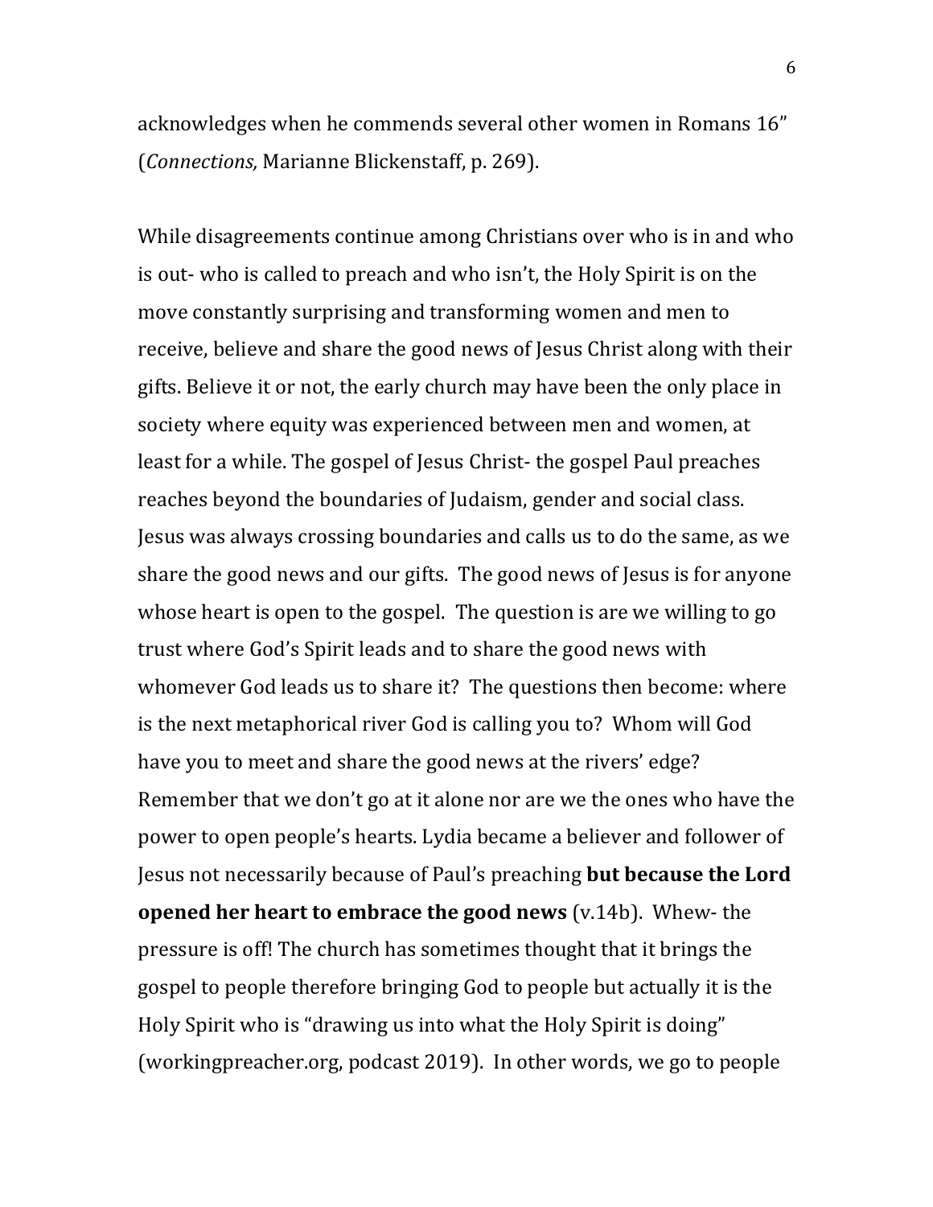acknowledges when he commends several other women in Romans 16" (*Connections,* Marianne Blickenstaff, p. 269).

While disagreements continue among Christians over who is in and who is out- who is called to preach and who isn't, the Holy Spirit is on the move constantly surprising and transforming women and men to receive, believe and share the good news of Jesus Christ along with their gifts. Believe it or not, the early church may have been the only place in society where equity was experienced between men and women, at least for a while. The gospel of Jesus Christ- the gospel Paul preaches reaches beyond the boundaries of Judaism, gender and social class. Jesus was always crossing boundaries and calls us to do the same, as we share the good news and our gifts. The good news of Jesus is for anyone whose heart is open to the gospel. The question is are we willing to go trust where God's Spirit leads and to share the good news with whomever God leads us to share it? The questions then become: where is the next metaphorical river God is calling you to? Whom will God have you to meet and share the good news at the rivers' edge? Remember that we don't go at it alone nor are we the ones who have the power to open people's hearts. Lydia became a believer and follower of Jesus not necessarily because of Paul's preaching **but because the Lord opened her heart to embrace the good news** (v.14b). Whew- the pressure is off! The church has sometimes thought that it brings the gospel to people therefore bringing God to people but actually it is the Holy Spirit who is "drawing us into what the Holy Spirit is doing" (workingpreacher.org, podcast 2019). In other words, we go to people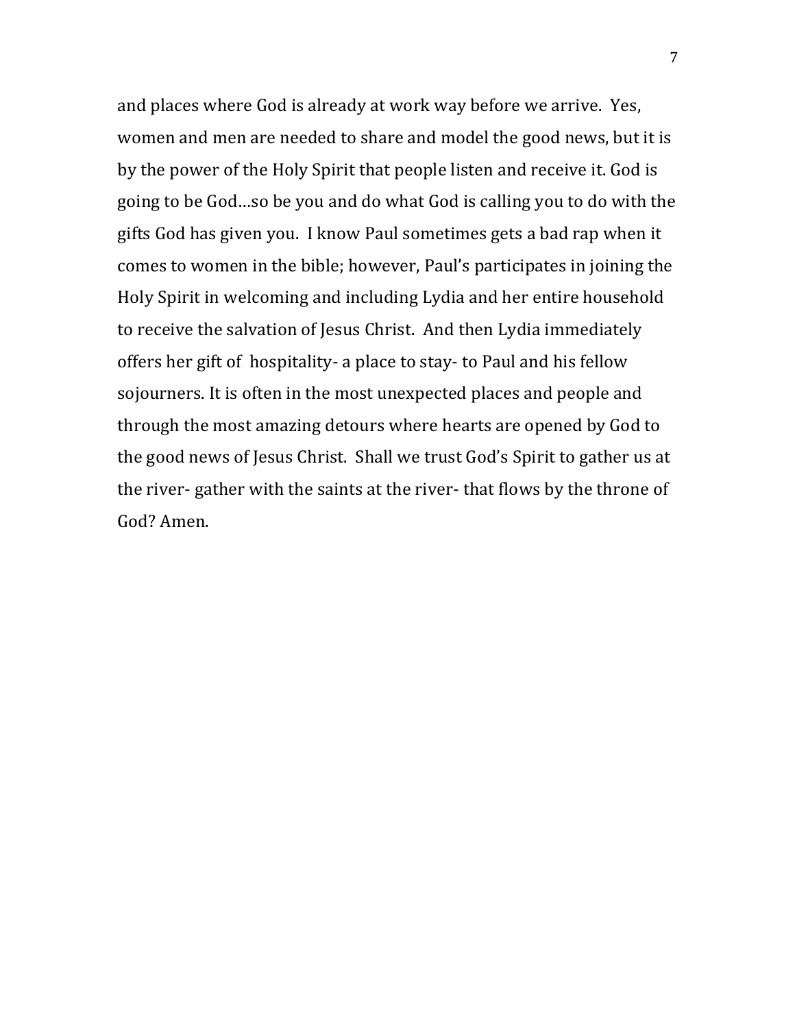and places where God is already at work way before we arrive. Yes, women and men are needed to share and model the good news, but it is by the power of the Holy Spirit that people listen and receive it. God is going to be God…so be you and do what God is calling you to do with the gifts God has given you. I know Paul sometimes gets a bad rap when it comes to women in the bible; however, Paul's participates in joining the Holy Spirit in welcoming and including Lydia and her entire household to receive the salvation of Jesus Christ. And then Lydia immediately offers her gift of hospitality- a place to stay- to Paul and his fellow sojourners. It is often in the most unexpected places and people and through the most amazing detours where hearts are opened by God to the good news of Jesus Christ. Shall we trust God's Spirit to gather us at the river- gather with the saints at the river- that flows by the throne of God? Amen.